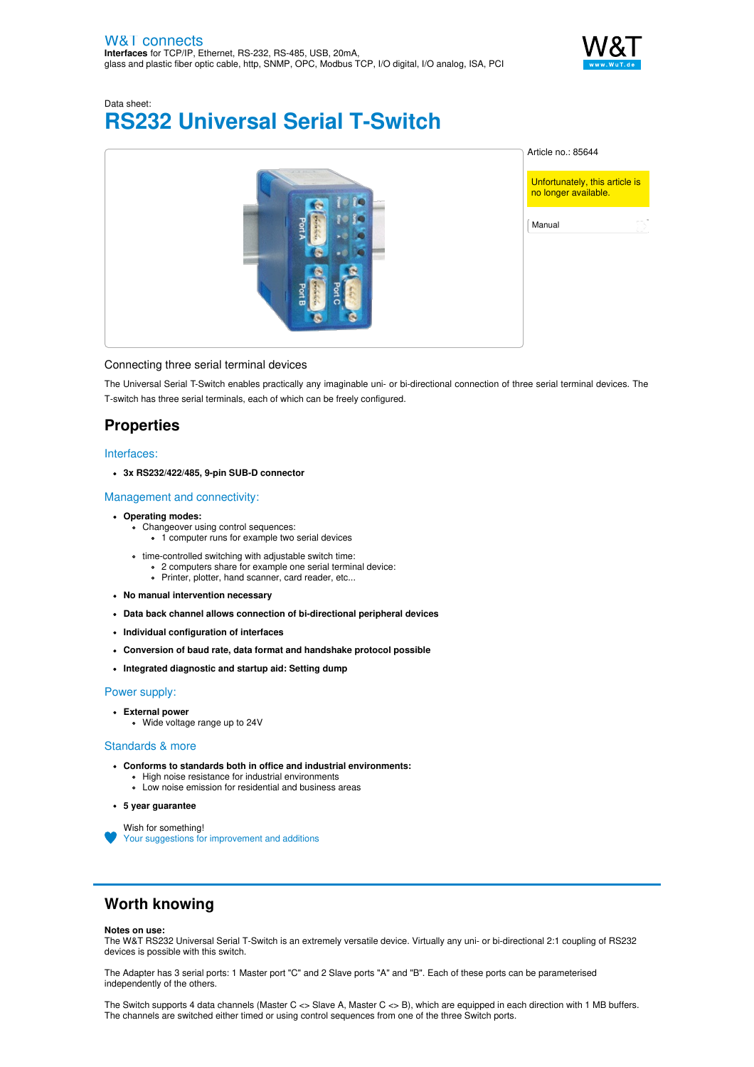W&T connects
**Interfaces** for TCP/IP, Ethernet, RS-232, RS-485, USB, 20mA, glass and plastic fiber optic cable, http, SNMP, OPC, Modbus TCP, I/O digital, I/O analog, ISA, PCI

Data sheet:

# RS232 Universal Serial T-Switch

Article no.: 85644

Unfortunately, this article is no longer available.

Manual

Connecting three serial terminal devices

The Universal Serial T-Switch enables practically any imaginable uni- or bi-directional connection of three serial terminal devices. The T-switch has three serial terminals, each of which can be freely configured.

## Properties

### Interfaces:

- **3x RS232/422/485, 9-pin SUB-D connector**

### Management and connectivity:

- **Operating modes:**
  - Changeover using control sequences:
    - 1 computer runs for example two serial devices
  - time-controlled switching with adjustable switch time:
    - 2 computers share for example one serial terminal device:
    - Printer, plotter, hand scanner, card reader, etc...
- **No manual intervention necessary**
- **Data back channel allows connection of bi-directional peripheral devices**
- **Individual configuration of interfaces**
- **Conversion of baud rate, data format and handshake protocol possible**
- **Integrated diagnostic and startup aid: Setting dump**

### Power supply:

- **External power**
  - Wide voltage range up to 24V

### Standards & more

- **Conforms to standards both in office and industrial environments:**
  - High noise resistance for industrial environments
  - Low noise emission for residential and business areas
- **5 year guarantee**

Wish for something!
Your suggestions for improvement and additions

## Worth knowing

**Notes on use:**
The W&T RS232 Universal Serial T-Switch is an extremely versatile device. Virtually any uni- or bi-directional 2:1 coupling of RS232 devices is possible with this switch.

The Adapter has 3 serial ports: 1 Master port "C" and 2 Slave ports "A" and "B". Each of these ports can be parameterised independently of the others.

The Switch supports 4 data channels (Master C <> Slave A, Master C <> B), which are equipped in each direction with 1 MB buffers. The channels are switched either timed or using control sequences from one of the three Switch ports.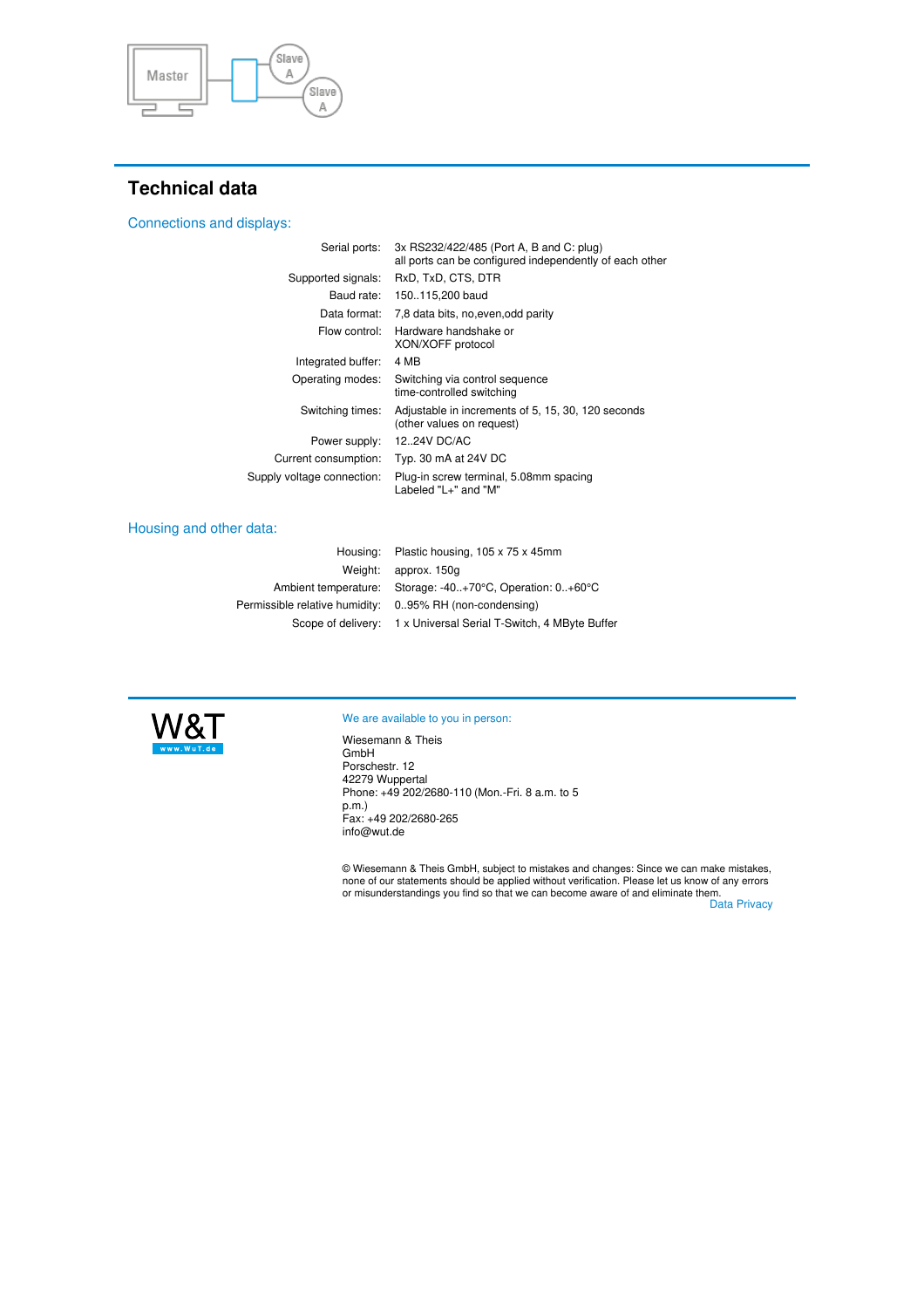# Technical data

## Connections and displays:

| | |
|---|---|
| Serial ports: | 3x RS232/422/485 (Port A, B and C: plug)<br>all ports can be configured independently of each other |
| Supported signals: | RxD, TxD, CTS, DTR |
| Baud rate: | 150..115,200 baud |
| Data format: | 7,8 data bits, no,even,odd parity |
| Flow control: | Hardware handshake or<br>XON/XOFF protocol |
| Integrated buffer: | 4 MB |
| Operating modes: | Switching via control sequence<br>time-controlled switching |
| Switching times: | Adjustable in increments of 5, 15, 30, 120 seconds<br>(other values on request) |
| Power supply: | 12..24V DC/AC |
| Current consumption: | Typ. 30 mA at 24V DC |
| Supply voltage connection: | Plug-in screw terminal, 5.08mm spacing<br>Labeled "L+" and "M" |

## Housing and other data:

| | |
|---|---|
| Housing: | Plastic housing, 105 x 75 x 45mm |
| Weight: | approx. 150g |
| Ambient temperature: | Storage: -40..+70°C, Operation: 0..+60°C |
| Permissible relative humidity: | 0..95% RH (non-condensing) |
| Scope of delivery: | 1 x Universal Serial T-Switch, 4 MByte Buffer |

W&T
www.WuT.de

We are available to you in person:

Wiesemann & Theis
GmbH
Porschestr. 12
42279 Wuppertal
Phone: +49 202/2680-110 (Mon.-Fri. 8 a.m. to 5 p.m.)
Fax: +49 202/2680-265
info@wut.de

© Wiesemann & Theis GmbH, subject to mistakes and changes: Since we can make mistakes, none of our statements should be applied without verification. Please let us know of any errors or misunderstandings you find so that we can become aware of and eliminate them.

Data Privacy